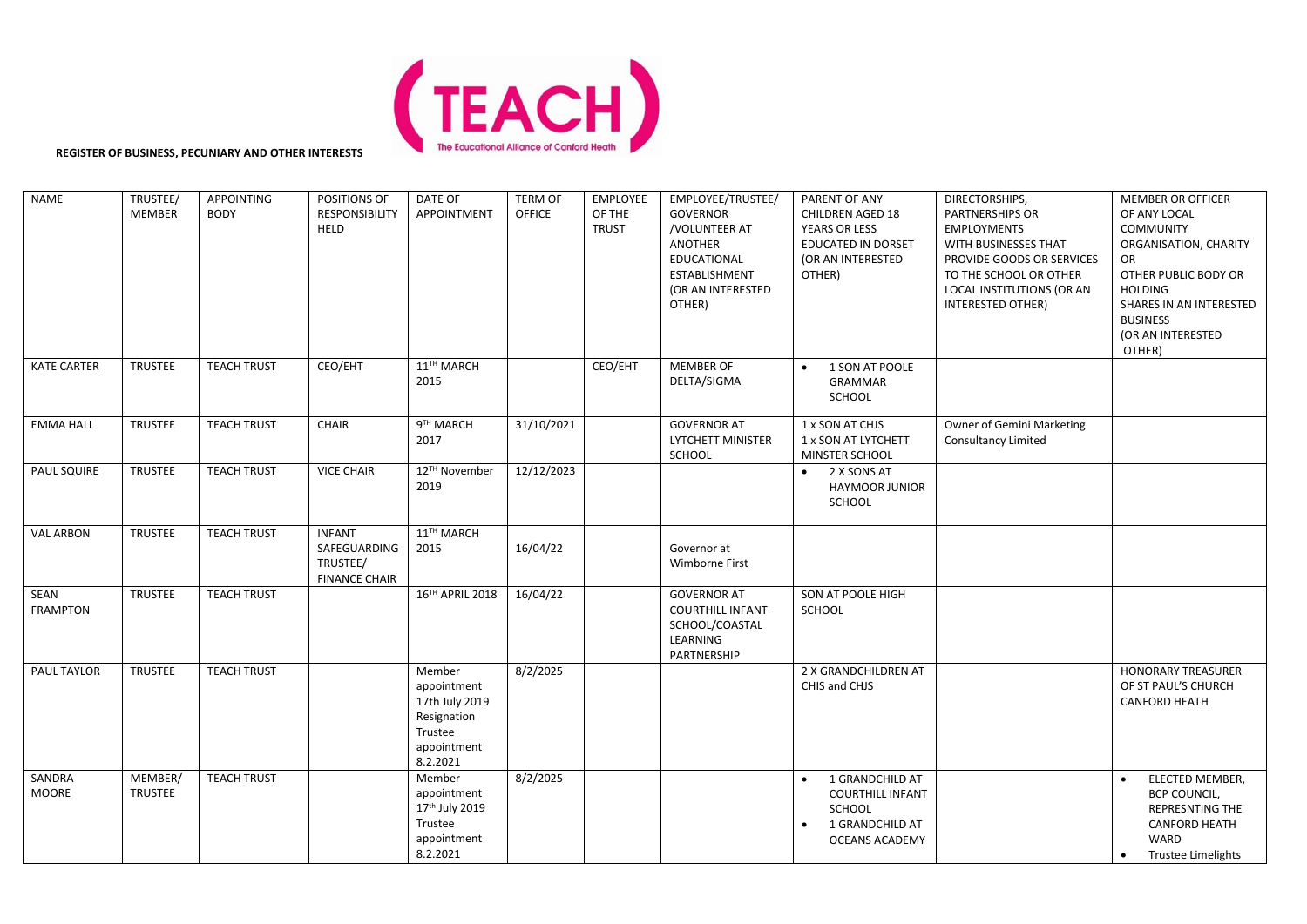**REGISTER OF BUSINESS, PECUNIARY AND OTHER INTERESTS**

| NAME | TRUSTEE/ MEMBER | APPOINTING BODY | POSITIONS OF RESPONSIBILITY HELD | DATE OF APPOINTMENT | TERM OF OFFICE | EMPLOYEE OF THE TRUST | EMPLOYEE/TRUSTEE/ GOVERNOR /VOLUNTEER AT ANOTHER EDUCATIONAL ESTABLISHMENT (OR AN INTERESTED OTHER) | PARENT OF ANY CHILDREN AGED 18 YEARS OR LESS EDUCATED IN DORSET (OR AN INTERESTED OTHER) | DIRECTORSHIPS, PARTNERSHIPS OR EMPLOYMENTS WITH BUSINESSES THAT PROVIDE GOODS OR SERVICES TO THE SCHOOL OR OTHER LOCAL INSTITUTIONS (OR AN INTERESTED OTHER) | MEMBER OR OFFICER OF ANY LOCAL COMMUNITY ORGANISATION, CHARITY OR OTHER PUBLIC BODY OR HOLDING SHARES IN AN INTERESTED BUSINESS (OR AN INTERESTED OTHER) |
|---|---|---|---|---|---|---|---|---|---|---|
| KATE CARTER | TRUSTEE | TEACH TRUST | CEO/EHT | 11TH MARCH 2015 | | CEO/EHT | MEMBER OF DELTA/SIGMA | • 1 SON AT POOLE GRAMMAR SCHOOL | | |
| EMMA HALL | TRUSTEE | TEACH TRUST | CHAIR | 9TH MARCH 2017 | 31/10/2021 | | GOVERNOR AT LYTCHETT MINISTER SCHOOL | 1 x SON AT CHJS<br>1 x SON AT LYTCHETT MINSTER SCHOOL | Owner of Gemini Marketing Consultancy Limited | |
| PAUL SQUIRE | TRUSTEE | TEACH TRUST | VICE CHAIR | 12TH November 2019 | 12/12/2023 | | | • 2 X SONS AT HAYMOOR JUNIOR SCHOOL | | |
| VAL ARBON | TRUSTEE | TEACH TRUST | INFANT SAFEGUARDING TRUSTEE/ FINANCE CHAIR | 11TH MARCH 2015 | 16/04/22 | | Governor at Wimborne First | | | |
| SEAN FRAMPTON | TRUSTEE | TEACH TRUST | | 16TH APRIL 2018 | 16/04/22 | | GOVERNOR AT COURTHILL INFANT SCHOOL/COASTAL LEARNING PARTNERSHIP | SON AT POOLE HIGH SCHOOL | | |
| PAUL TAYLOR | TRUSTEE | TEACH TRUST | | Member appointment 17th July 2019 Resignation Trustee appointment 8.2.2021 | 8/2/2025 | | | 2 X GRANDCHILDREN AT CHIS and CHJS | | HONORARY TREASURER OF ST PAUL'S CHURCH CANFORD HEATH |
| SANDRA MOORE | MEMBER/ TRUSTEE | TEACH TRUST | | Member appointment 17th July 2019 Trustee appointment 8.2.2021 | 8/2/2025 | | | • 1 GRANDCHILD AT COURTHILL INFANT SCHOOL<br>• 1 GRANDCHILD AT OCEANS ACADEMY | | • ELECTED MEMBER, BCP COUNCIL, REPRESNTING THE CANFORD HEATH WARD<br>• Trustee Limelights |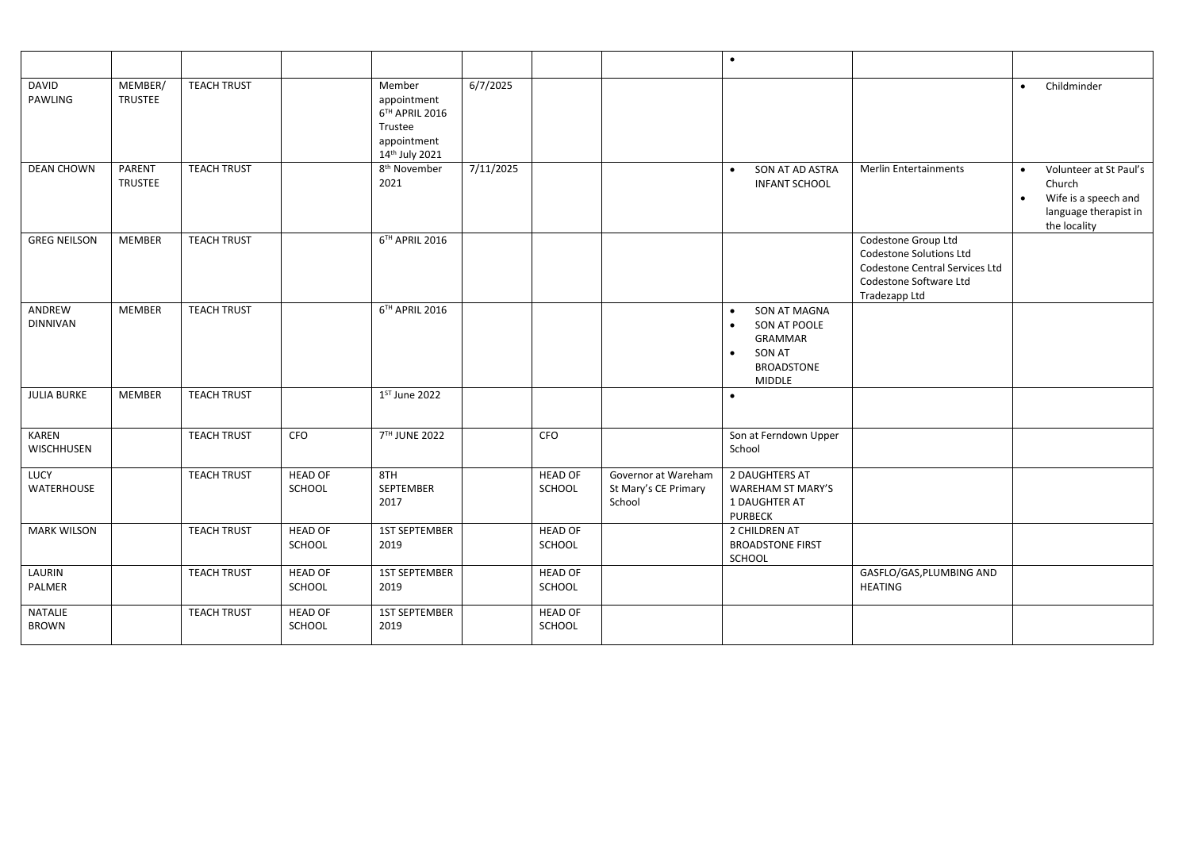| | | | | | | | | | | |
|---|---|---|---|---|---|---|---|---|---|---|
| | | | | | | | | • | | |
| DAVID PAWLING | MEMBER/ TRUSTEE | TEACH TRUST | | Member appointment 6TH APRIL 2016 Trustee appointment 14th July 2021 | 6/7/2025 | | | | | • Childminder |
| DEAN CHOWN | PARENT TRUSTEE | TEACH TRUST | | 8th November 2021 | 7/11/2025 | | | • SON AT AD ASTRA INFANT SCHOOL | Merlin Entertainments | • Volunteer at St Paul's Church • Wife is a speech and language therapist in the locality |
| GREG NEILSON | MEMBER | TEACH TRUST | | 6TH APRIL 2016 | | | | | Codestone Group Ltd Codestone Solutions Ltd Codestone Central Services Ltd Codestone Software Ltd Tradezapp Ltd | |
| ANDREW DINNIVAN | MEMBER | TEACH TRUST | | 6TH APRIL 2016 | | | | • SON AT MAGNA • SON AT POOLE GRAMMAR • SON AT BROADSTONE MIDDLE | | |
| JULIA BURKE | MEMBER | TEACH TRUST | | 1ST June 2022 | | | | • | | |
| KAREN WISCHHUSEN | | TEACH TRUST | CFO | 7TH JUNE 2022 | | CFO | | Son at Ferndown Upper School | | |
| LUCY WATERHOUSE | | TEACH TRUST | HEAD OF SCHOOL | 8TH SEPTEMBER 2017 | | HEAD OF SCHOOL | Governor at Wareham St Mary's CE Primary School | 2 DAUGHTERS AT WAREHAM ST MARY'S 1 DAUGHTER AT PURBECK | | |
| MARK WILSON | | TEACH TRUST | HEAD OF SCHOOL | 1ST SEPTEMBER 2019 | | HEAD OF SCHOOL | | 2 CHILDREN AT BROADSTONE FIRST SCHOOL | | |
| LAURIN PALMER | | TEACH TRUST | HEAD OF SCHOOL | 1ST SEPTEMBER 2019 | | HEAD OF SCHOOL | | | GASFLO/GAS,PLUMBING AND HEATING | |
| NATALIE BROWN | | TEACH TRUST | HEAD OF SCHOOL | 1ST SEPTEMBER 2019 | | HEAD OF SCHOOL | | | | |